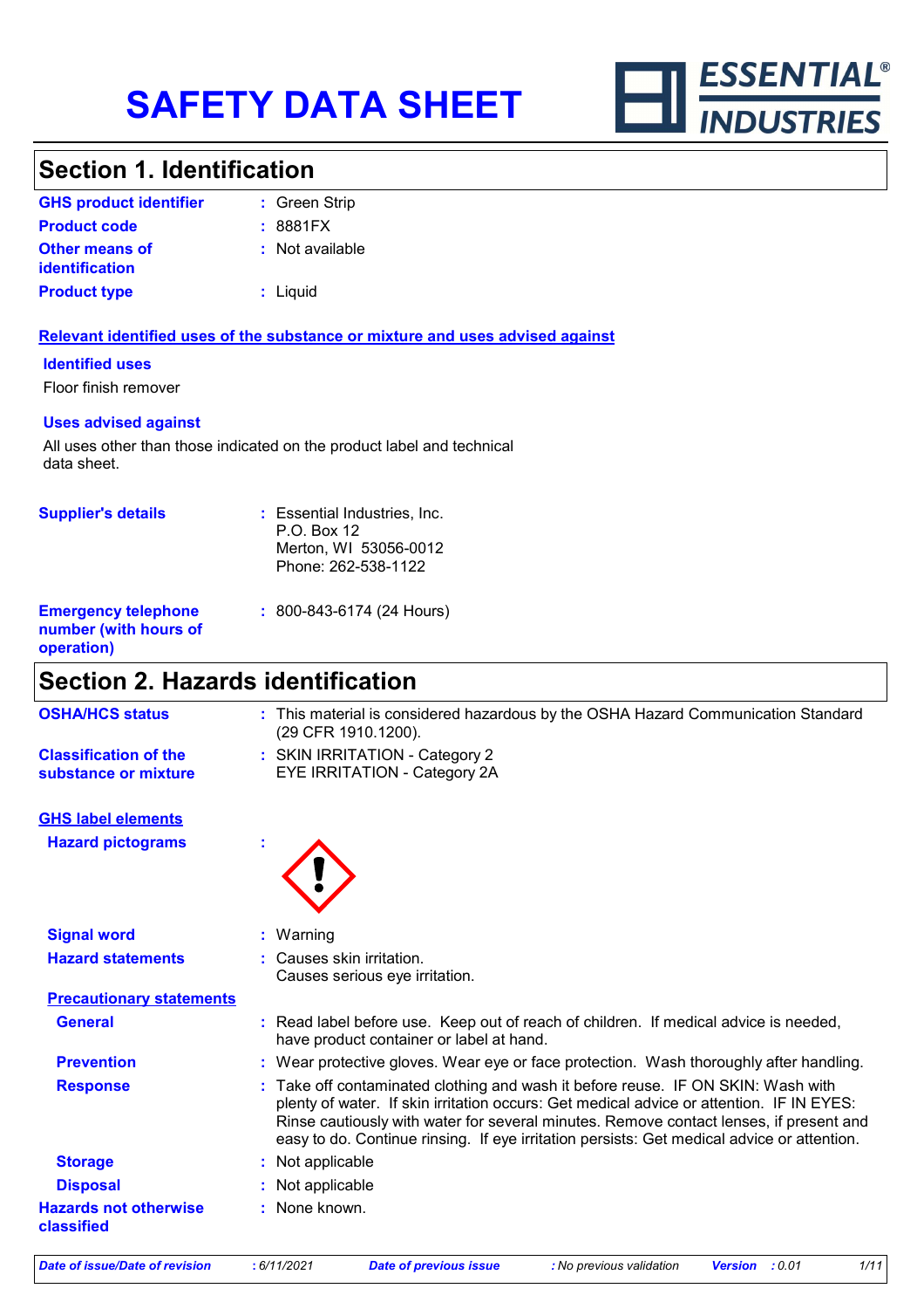# SAFETY DATA SHEET

ESSENTIAL® INDUSTRIES

## Section 1. Identification

| | | |
|---|---|---|
| **GHS product identifier** | : | Green Strip |
| **Product code** | : | 8881FX |
| **Other means of identification** | : | Not available |
| **Product type** | : | Liquid |

### Relevant identified uses of the substance or mixture and uses advised against

**Identified uses**

Floor finish remover

**Uses advised against**

All uses other than those indicated on the product label and technical data sheet.

| | | |
|---|---|---|
| **Supplier's details** | : | Essential Industries, Inc.<br>P.O. Box 12<br>Merton, WI 53056-0012<br>Phone: 262-538-1122 |
| **Emergency telephone number (with hours of operation)** | : | 800-843-6174 (24 Hours) |

## Section 2. Hazards identification

| | | |
|---|---|---|
| **OSHA/HCS status** | : | This material is considered hazardous by the OSHA Hazard Communication Standard (29 CFR 1910.1200). |
| **Classification of the substance or mixture** | : | SKIN IRRITATION - Category 2<br>EYE IRRITATION - Category 2A |

### GHS label elements

| | | |
|---|---|---|
| **Hazard pictograms** | : | |
| **Signal word** | : | Warning |
| **Hazard statements** | : | Causes skin irritation.<br>Causes serious eye irritation. |

**Precautionary statements**

| | | |
|---|---|---|
| **General** | : | Read label before use. Keep out of reach of children. If medical advice is needed, have product container or label at hand. |
| **Prevention** | : | Wear protective gloves. Wear eye or face protection. Wash thoroughly after handling. |
| **Response** | : | Take off contaminated clothing and wash it before reuse. IF ON SKIN: Wash with plenty of water. If skin irritation occurs: Get medical advice or attention. IF IN EYES: Rinse cautiously with water for several minutes. Remove contact lenses, if present and easy to do. Continue rinsing. If eye irritation persists: Get medical advice or attention. |
| **Storage** | : | Not applicable |
| **Disposal** | : | Not applicable |
| **Hazards not otherwise classified** | : | None known. |

*Date of issue/Date of revision* : 6/11/2021 *Date of previous issue* : No previous validation *Version* : 0.01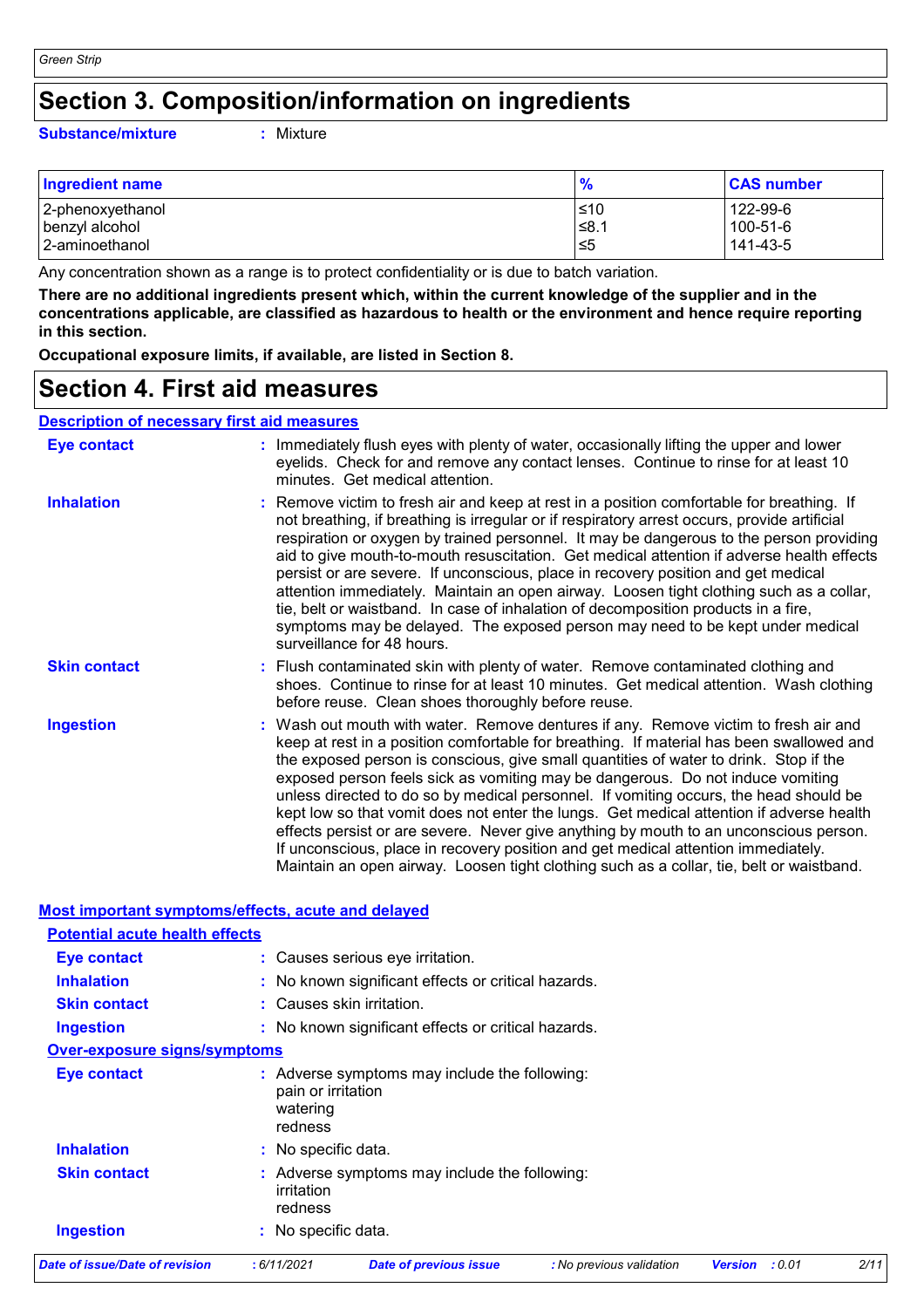# Section 3. Composition/information on ingredients

**Substance/mixture** : Mixture

| Ingredient name | % | CAS number |
|---|---|---|
| 2-phenoxyethanol | ≤10 | 122-99-6 |
| benzyl alcohol | ≤8.1 | 100-51-6 |
| 2-aminoethanol | ≤5 | 141-43-5 |

Any concentration shown as a range is to protect confidentiality or is due to batch variation.

**There are no additional ingredients present which, within the current knowledge of the supplier and in the concentrations applicable, are classified as hazardous to health or the environment and hence require reporting in this section.**

**Occupational exposure limits, if available, are listed in Section 8.**

# Section 4. First aid measures

## Description of necessary first aid measures

**Eye contact** : Immediately flush eyes with plenty of water, occasionally lifting the upper and lower eyelids. Check for and remove any contact lenses. Continue to rinse for at least 10 minutes. Get medical attention.

**Inhalation** : Remove victim to fresh air and keep at rest in a position comfortable for breathing. If not breathing, if breathing is irregular or if respiratory arrest occurs, provide artificial respiration or oxygen by trained personnel. It may be dangerous to the person providing aid to give mouth-to-mouth resuscitation. Get medical attention if adverse health effects persist or are severe. If unconscious, place in recovery position and get medical attention immediately. Maintain an open airway. Loosen tight clothing such as a collar, tie, belt or waistband. In case of inhalation of decomposition products in a fire, symptoms may be delayed. The exposed person may need to be kept under medical surveillance for 48 hours.

**Skin contact** : Flush contaminated skin with plenty of water. Remove contaminated clothing and shoes. Continue to rinse for at least 10 minutes. Get medical attention. Wash clothing before reuse. Clean shoes thoroughly before reuse.

**Ingestion** : Wash out mouth with water. Remove dentures if any. Remove victim to fresh air and keep at rest in a position comfortable for breathing. If material has been swallowed and the exposed person is conscious, give small quantities of water to drink. Stop if the exposed person feels sick as vomiting may be dangerous. Do not induce vomiting unless directed to do so by medical personnel. If vomiting occurs, the head should be kept low so that vomit does not enter the lungs. Get medical attention if adverse health effects persist or are severe. Never give anything by mouth to an unconscious person. If unconscious, place in recovery position and get medical attention immediately. Maintain an open airway. Loosen tight clothing such as a collar, tie, belt or waistband.

## Most important symptoms/effects, acute and delayed

### Potential acute health effects

**Eye contact** : Causes serious eye irritation.

**Inhalation** : No known significant effects or critical hazards.

**Skin contact** : Causes skin irritation.

**Ingestion** : No known significant effects or critical hazards.

### Over-exposure signs/symptoms

**Eye contact** : Adverse symptoms may include the following:
pain or irritation
watering
redness

**Inhalation** : No specific data.

**Skin contact** : Adverse symptoms may include the following:
irritation
redness

**Ingestion** : No specific data.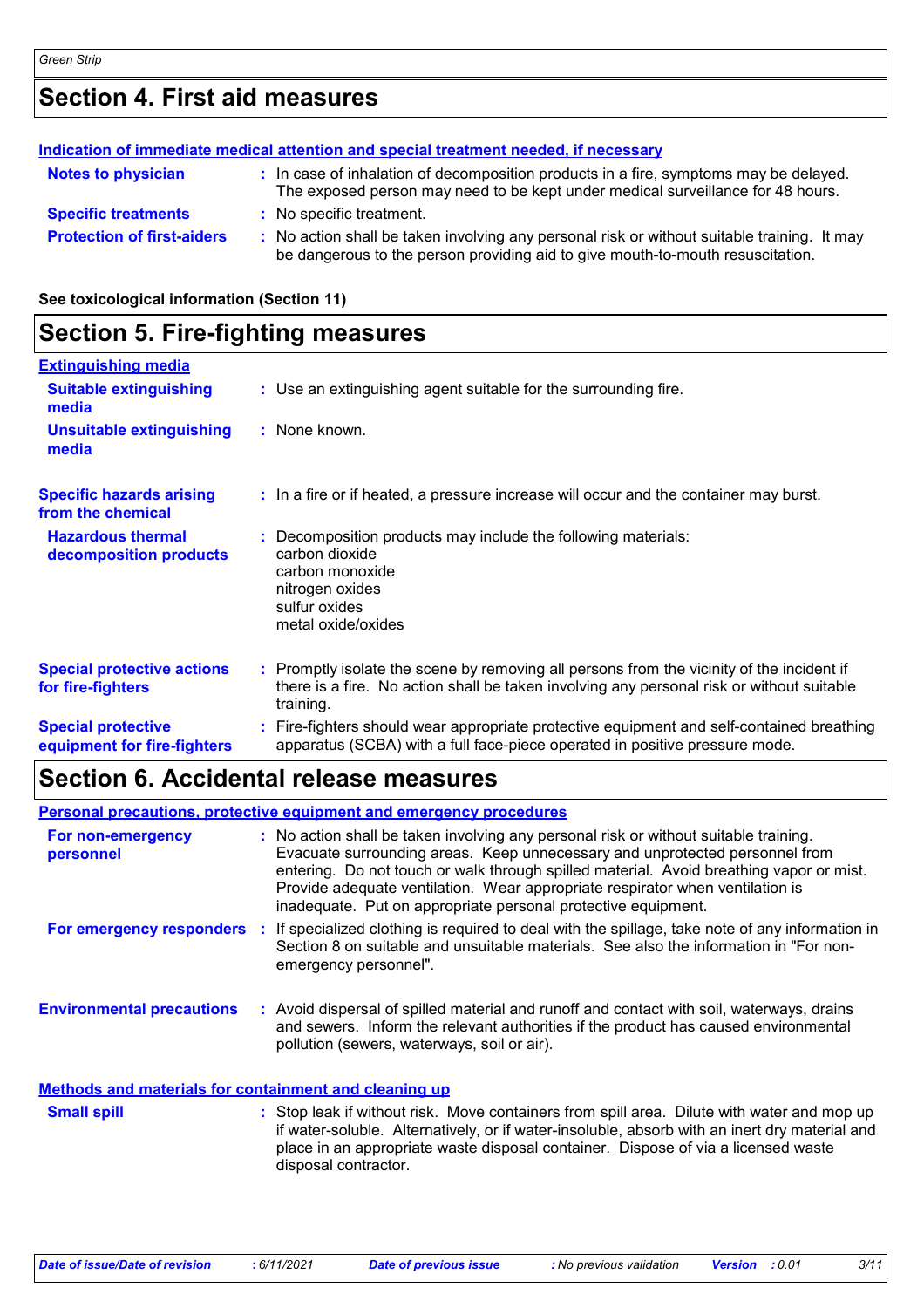## Section 4. First aid measures

**Indication of immediate medical attention and special treatment needed, if necessary**

**Notes to physician** : In case of inhalation of decomposition products in a fire, symptoms may be delayed. The exposed person may need to be kept under medical surveillance for 48 hours.

**Specific treatments** : No specific treatment.

**Protection of first-aiders** : No action shall be taken involving any personal risk or without suitable training. It may be dangerous to the person providing aid to give mouth-to-mouth resuscitation.

**See toxicological information (Section 11)**

## Section 5. Fire-fighting measures

**Extinguishing media**

**Suitable extinguishing media** : Use an extinguishing agent suitable for the surrounding fire.

**Unsuitable extinguishing media** : None known.

**Specific hazards arising from the chemical** : In a fire or if heated, a pressure increase will occur and the container may burst.

**Hazardous thermal decomposition products** : Decomposition products may include the following materials:
carbon dioxide
carbon monoxide
nitrogen oxides
sulfur oxides
metal oxide/oxides

**Special protective actions for fire-fighters** : Promptly isolate the scene by removing all persons from the vicinity of the incident if there is a fire. No action shall be taken involving any personal risk or without suitable training.

**Special protective equipment for fire-fighters** : Fire-fighters should wear appropriate protective equipment and self-contained breathing apparatus (SCBA) with a full face-piece operated in positive pressure mode.

## Section 6. Accidental release measures

**Personal precautions, protective equipment and emergency procedures**

**For non-emergency personnel** : No action shall be taken involving any personal risk or without suitable training. Evacuate surrounding areas. Keep unnecessary and unprotected personnel from entering. Do not touch or walk through spilled material. Avoid breathing vapor or mist. Provide adequate ventilation. Wear appropriate respirator when ventilation is inadequate. Put on appropriate personal protective equipment.

**For emergency responders** : If specialized clothing is required to deal with the spillage, take note of any information in Section 8 on suitable and unsuitable materials. See also the information in "For non-emergency personnel".

**Environmental precautions** : Avoid dispersal of spilled material and runoff and contact with soil, waterways, drains and sewers. Inform the relevant authorities if the product has caused environmental pollution (sewers, waterways, soil or air).

**Methods and materials for containment and cleaning up**

**Small spill** : Stop leak if without risk. Move containers from spill area. Dilute with water and mop up if water-soluble. Alternatively, or if water-insoluble, absorb with an inert dry material and place in an appropriate waste disposal container. Dispose of via a licensed waste disposal contractor.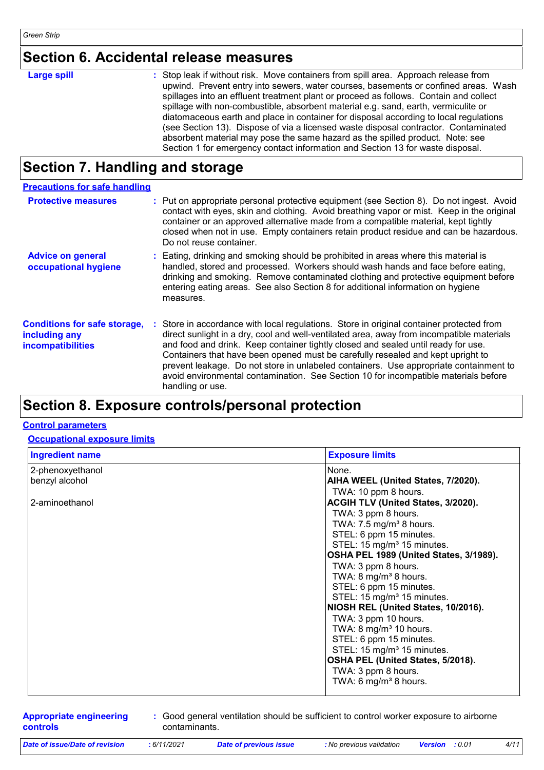## Section 6. Accidental release measures

**Large spill** : Stop leak if without risk. Move containers from spill area. Approach release from upwind. Prevent entry into sewers, water courses, basements or confined areas. Wash spillages into an effluent treatment plant or proceed as follows. Contain and collect spillage with non-combustible, absorbent material e.g. sand, earth, vermiculite or diatomaceous earth and place in container for disposal according to local regulations (see Section 13). Dispose of via a licensed waste disposal contractor. Contaminated absorbent material may pose the same hazard as the spilled product. Note: see Section 1 for emergency contact information and Section 13 for waste disposal.

## Section 7. Handling and storage

### Precautions for safe handling

**Protective measures** : Put on appropriate personal protective equipment (see Section 8). Do not ingest. Avoid contact with eyes, skin and clothing. Avoid breathing vapor or mist. Keep in the original container or an approved alternative made from a compatible material, kept tightly closed when not in use. Empty containers retain product residue and can be hazardous. Do not reuse container.

**Advice on general occupational hygiene** : Eating, drinking and smoking should be prohibited in areas where this material is handled, stored and processed. Workers should wash hands and face before eating, drinking and smoking. Remove contaminated clothing and protective equipment before entering eating areas. See also Section 8 for additional information on hygiene measures.

**Conditions for safe storage, including any incompatibilities** : Store in accordance with local regulations. Store in original container protected from direct sunlight in a dry, cool and well-ventilated area, away from incompatible materials and food and drink. Keep container tightly closed and sealed until ready for use. Containers that have been opened must be carefully resealed and kept upright to prevent leakage. Do not store in unlabeled containers. Use appropriate containment to avoid environmental contamination. See Section 10 for incompatible materials before handling or use.

## Section 8. Exposure controls/personal protection

### Control parameters

#### Occupational exposure limits

| Ingredient name | Exposure limits |
|---|---|
| 2-phenoxyethanol | None. |
| benzyl alcohol | **AIHA WEEL (United States, 7/2020).**<br>TWA: 10 ppm 8 hours. |
| 2-aminoethanol | **ACGIH TLV (United States, 3/2020).**<br>TWA: 3 ppm 8 hours.<br>TWA: 7.5 mg/m³ 8 hours.<br>STEL: 6 ppm 15 minutes.<br>STEL: 15 mg/m³ 15 minutes.<br>**OSHA PEL 1989 (United States, 3/1989).**<br>TWA: 3 ppm 8 hours.<br>TWA: 8 mg/m³ 8 hours.<br>STEL: 6 ppm 15 minutes.<br>STEL: 15 mg/m³ 15 minutes.<br>**NIOSH REL (United States, 10/2016).**<br>TWA: 3 ppm 10 hours.<br>TWA: 8 mg/m³ 10 hours.<br>STEL: 6 ppm 15 minutes.<br>STEL: 15 mg/m³ 15 minutes.<br>**OSHA PEL (United States, 5/2018).**<br>TWA: 3 ppm 8 hours.<br>TWA: 6 mg/m³ 8 hours. |

**Appropriate engineering controls** : Good general ventilation should be sufficient to control worker exposure to airborne contaminants.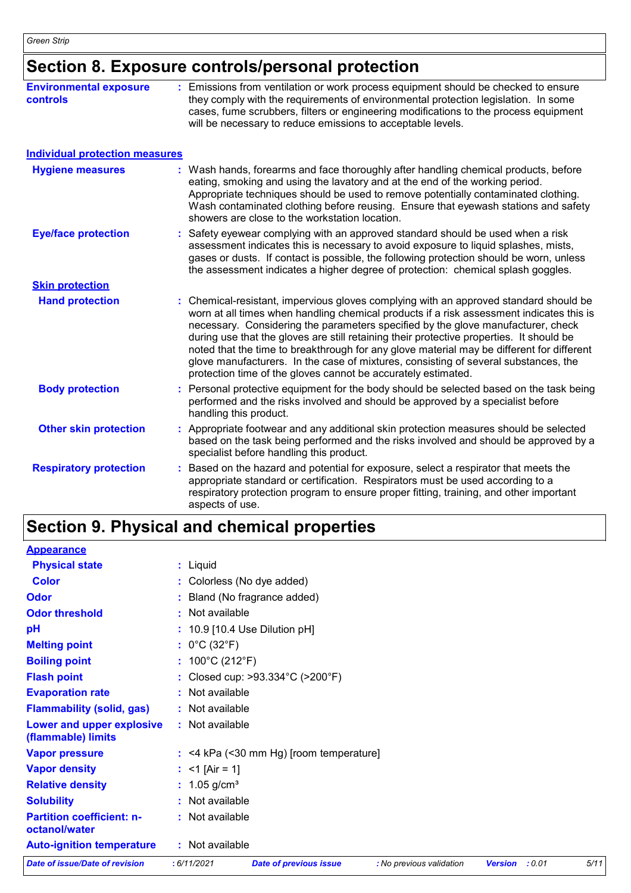# Section 8. Exposure controls/personal protection

**Environmental exposure controls** : Emissions from ventilation or work process equipment should be checked to ensure they comply with the requirements of environmental protection legislation. In some cases, fume scrubbers, filters or engineering modifications to the process equipment will be necessary to reduce emissions to acceptable levels.

## Individual protection measures

**Hygiene measures** : Wash hands, forearms and face thoroughly after handling chemical products, before eating, smoking and using the lavatory and at the end of the working period. Appropriate techniques should be used to remove potentially contaminated clothing. Wash contaminated clothing before reusing. Ensure that eyewash stations and safety showers are close to the workstation location.

**Eye/face protection** : Safety eyewear complying with an approved standard should be used when a risk assessment indicates this is necessary to avoid exposure to liquid splashes, mists, gases or dusts. If contact is possible, the following protection should be worn, unless the assessment indicates a higher degree of protection: chemical splash goggles.

### Skin protection

**Hand protection** : Chemical-resistant, impervious gloves complying with an approved standard should be worn at all times when handling chemical products if a risk assessment indicates this is necessary. Considering the parameters specified by the glove manufacturer, check during use that the gloves are still retaining their protective properties. It should be noted that the time to breakthrough for any glove material may be different for different glove manufacturers. In the case of mixtures, consisting of several substances, the protection time of the gloves cannot be accurately estimated.

**Body protection** : Personal protective equipment for the body should be selected based on the task being performed and the risks involved and should be approved by a specialist before handling this product.

**Other skin protection** : Appropriate footwear and any additional skin protection measures should be selected based on the task being performed and the risks involved and should be approved by a specialist before handling this product.

**Respiratory protection** : Based on the hazard and potential for exposure, select a respirator that meets the appropriate standard or certification. Respirators must be used according to a respiratory protection program to ensure proper fitting, training, and other important aspects of use.

# Section 9. Physical and chemical properties

## Appearance

**Physical state** : Liquid

**Color** : Colorless (No dye added)

**Odor** : Bland (No fragrance added)

**Odor threshold** : Not available

**pH** : 10.9 [10.4 Use Dilution pH]

**Melting point** : 0°C (32°F)

**Boiling point** : 100°C (212°F)

**Flash point** : Closed cup: >93.334°C (>200°F)

**Evaporation rate** : Not available

**Flammability (solid, gas)** : Not available

**Lower and upper explosive (flammable) limits** : Not available

**Vapor pressure** : <4 kPa (<30 mm Hg) [room temperature]

**Vapor density** : <1 [Air = 1]

**Relative density** : 1.05 g/cm³

**Solubility** : Not available

**Partition coefficient: n-octanol/water** : Not available

**Auto-ignition temperature** : Not available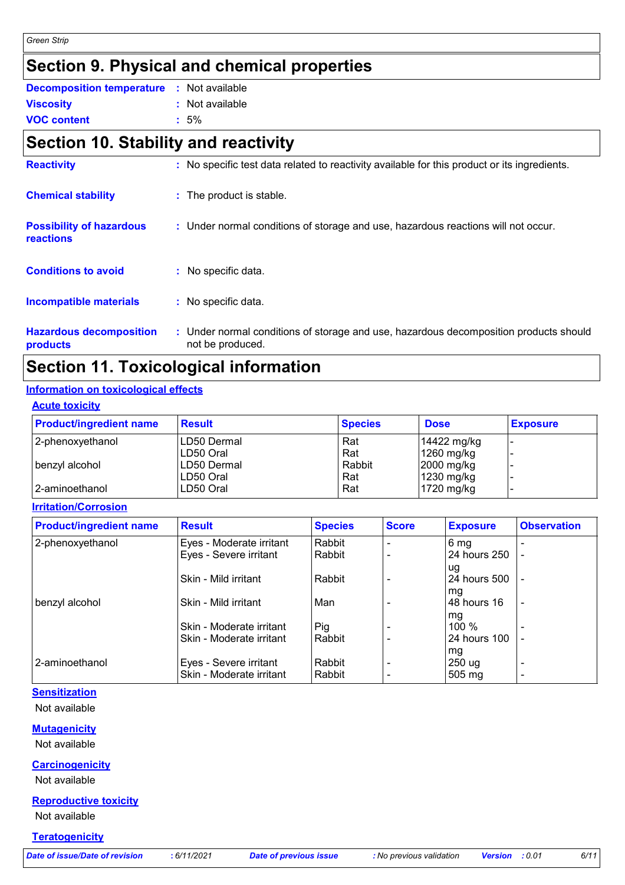## Section 9. Physical and chemical properties

**Decomposition temperature** : Not available

**Viscosity** : Not available

**VOC content** : 5%

## Section 10. Stability and reactivity

**Reactivity** : No specific test data related to reactivity available for this product or its ingredients.

**Chemical stability** : The product is stable.

**Possibility of hazardous reactions** : Under normal conditions of storage and use, hazardous reactions will not occur.

**Conditions to avoid** : No specific data.

**Incompatible materials** : No specific data.

**Hazardous decomposition products** : Under normal conditions of storage and use, hazardous decomposition products should not be produced.

## Section 11. Toxicological information

### Information on toxicological effects

#### Acute toxicity

| Product/ingredient name | Result | Species | Dose | Exposure |
|---|---|---|---|---|
| 2-phenoxyethanol | LD50 Dermal | Rat | 14422 mg/kg | - |
| | LD50 Oral | Rat | 1260 mg/kg | - |
| benzyl alcohol | LD50 Dermal | Rabbit | 2000 mg/kg | - |
| | LD50 Oral | Rat | 1230 mg/kg | - |
| 2-aminoethanol | LD50 Oral | Rat | 1720 mg/kg | - |

#### Irritation/Corrosion

| Product/ingredient name | Result | Species | Score | Exposure | Observation |
|---|---|---|---|---|---|
| 2-phenoxyethanol | Eyes - Moderate irritant | Rabbit | - | 6 mg | - |
| | Eyes - Severe irritant | Rabbit | - | 24 hours 250 ug | - |
| | Skin - Mild irritant | Rabbit | - | 24 hours 500 mg | - |
| benzyl alcohol | Skin - Mild irritant | Man | - | 48 hours 16 mg | - |
| | Skin - Moderate irritant | Pig | - | 100 % | - |
| | Skin - Moderate irritant | Rabbit | - | 24 hours 100 mg | - |
| 2-aminoethanol | Eyes - Severe irritant | Rabbit | - | 250 ug | - |
| | Skin - Moderate irritant | Rabbit | - | 505 mg | - |

#### Sensitization

Not available

#### Mutagenicity

Not available

#### Carcinogenicity

Not available

#### Reproductive toxicity

Not available

#### Teratogenicity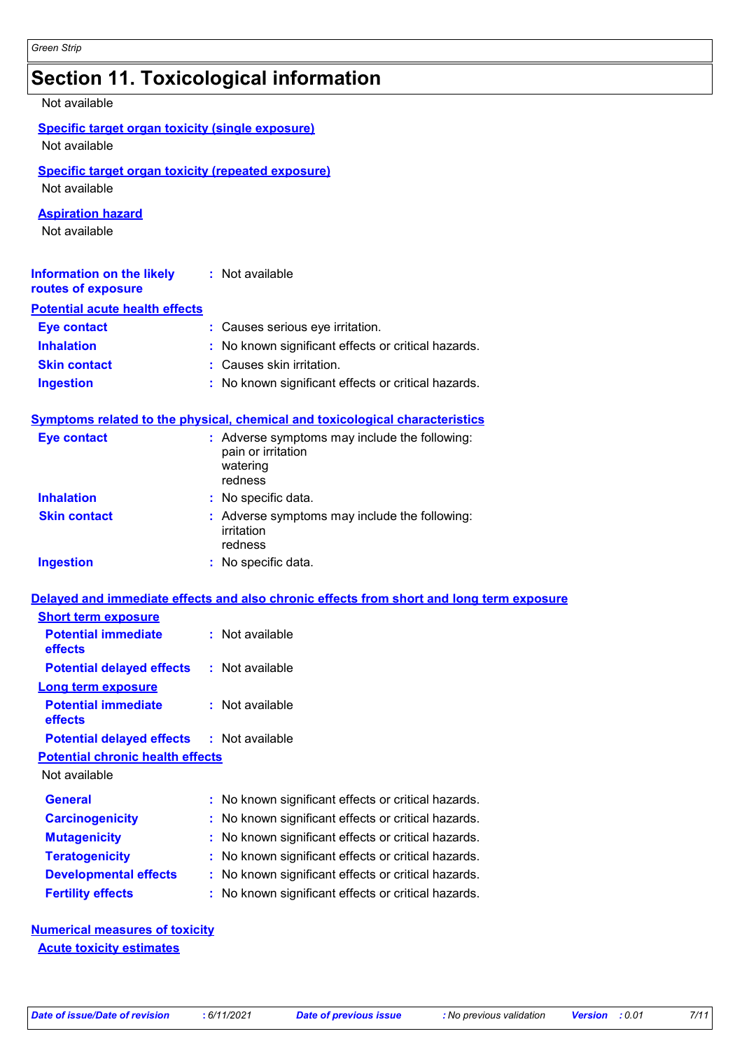# Section 11. Toxicological information

Not available

**Specific target organ toxicity (single exposure)**

Not available

**Specific target organ toxicity (repeated exposure)**

Not available

**Aspiration hazard**

Not available

**Information on the likely routes of exposure** : Not available

**Potential acute health effects**

| | |
|---|---|
| **Eye contact** | : Causes serious eye irritation. |
| **Inhalation** | : No known significant effects or critical hazards. |
| **Skin contact** | : Causes skin irritation. |
| **Ingestion** | : No known significant effects or critical hazards. |

**Symptoms related to the physical, chemical and toxicological characteristics**

| | |
|---|---|
| **Eye contact** | : Adverse symptoms may include the following:<br>pain or irritation<br>watering<br>redness |
| **Inhalation** | : No specific data. |
| **Skin contact** | : Adverse symptoms may include the following:<br>irritation<br>redness |
| **Ingestion** | : No specific data. |

**Delayed and immediate effects and also chronic effects from short and long term exposure**

**Short term exposure**

| | |
|---|---|
| **Potential immediate effects** | : Not available |
| **Potential delayed effects** | : Not available |

**Long term exposure**

| | |
|---|---|
| **Potential immediate effects** | : Not available |
| **Potential delayed effects** | : Not available |

**Potential chronic health effects**

Not available

| | |
|---|---|
| **General** | : No known significant effects or critical hazards. |
| **Carcinogenicity** | : No known significant effects or critical hazards. |
| **Mutagenicity** | : No known significant effects or critical hazards. |
| **Teratogenicity** | : No known significant effects or critical hazards. |
| **Developmental effects** | : No known significant effects or critical hazards. |
| **Fertility effects** | : No known significant effects or critical hazards. |

**Numerical measures of toxicity**

**Acute toxicity estimates**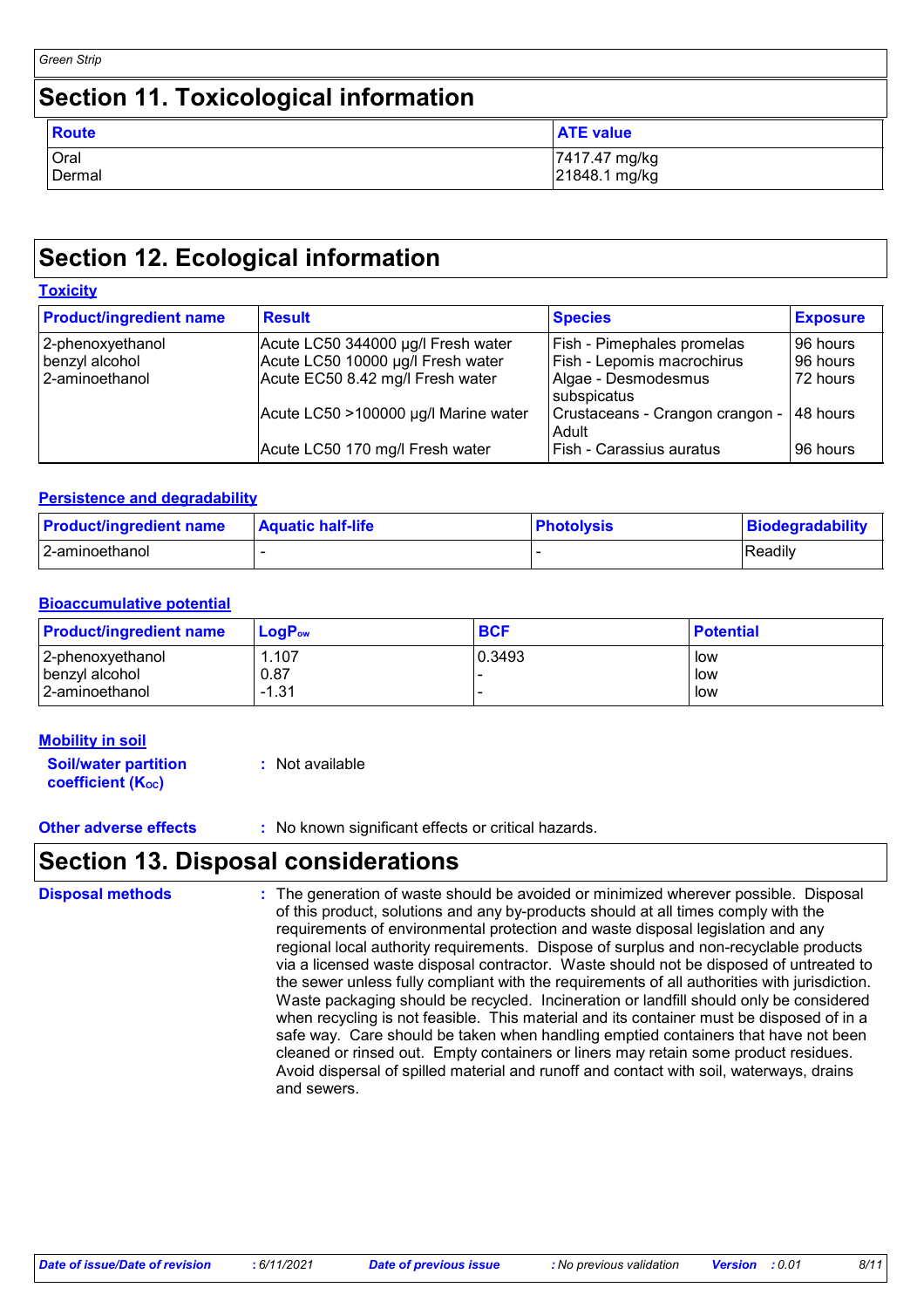## Section 11. Toxicological information

| Route | ATE value |
| --- | --- |
| Oral | 7417.47 mg/kg |
| Dermal | 21848.1 mg/kg |

## Section 12. Ecological information

### Toxicity

| Product/ingredient name | Result | Species | Exposure |
| --- | --- | --- | --- |
| 2-phenoxyethanol | Acute LC50 344000 µg/l Fresh water | Fish - Pimephales promelas | 96 hours |
| benzyl alcohol | Acute LC50 10000 µg/l Fresh water | Fish - Lepomis macrochirus | 96 hours |
| 2-aminoethanol | Acute EC50 8.42 mg/l Fresh water | Algae - Desmodesmus subspicatus | 72 hours |
| | Acute LC50 >100000 µg/l Marine water | Crustaceans - Crangon crangon - Adult | 48 hours |
| | Acute LC50 170 mg/l Fresh water | Fish - Carassius auratus | 96 hours |

### Persistence and degradability

| Product/ingredient name | Aquatic half-life | Photolysis | Biodegradability |
| --- | --- | --- | --- |
| 2-aminoethanol | - | - | Readily |

### Bioaccumulative potential

| Product/ingredient name | $LogP_{ow}$ | BCF | Potential |
| --- | --- | --- | --- |
| 2-phenoxyethanol | 1.107 | 0.3493 | low |
| benzyl alcohol | 0.87 | - | low |
| 2-aminoethanol | -1.31 | - | low |

### Mobility in soil

**Soil/water partition coefficient ($K_{OC}$)** : Not available

**Other adverse effects** : No known significant effects or critical hazards.

## Section 13. Disposal considerations

**Disposal methods** : The generation of waste should be avoided or minimized wherever possible. Disposal of this product, solutions and any by-products should at all times comply with the requirements of environmental protection and waste disposal legislation and any regional local authority requirements. Dispose of surplus and non-recyclable products via a licensed waste disposal contractor. Waste should not be disposed of untreated to the sewer unless fully compliant with the requirements of all authorities with jurisdiction. Waste packaging should be recycled. Incineration or landfill should only be considered when recycling is not feasible. This material and its container must be disposed of in a safe way. Care should be taken when handling emptied containers that have not been cleaned or rinsed out. Empty containers or liners may retain some product residues. Avoid dispersal of spilled material and runoff and contact with soil, waterways, drains and sewers.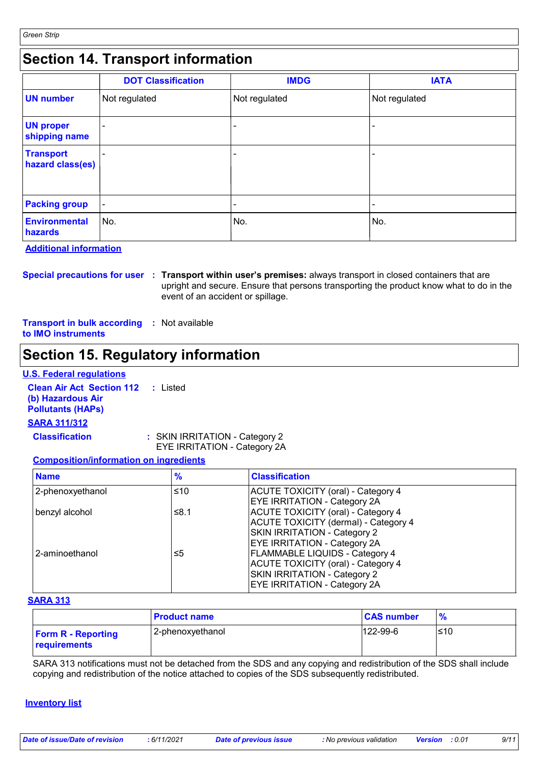## Section 14. Transport information

| | DOT Classification | IMDG | IATA |
|---|---|---|---|
| **UN number** | Not regulated | Not regulated | Not regulated |
| **UN proper shipping name** | - | - | - |
| **Transport hazard class(es)** | - | - | - |
| **Packing group** | - | - | - |
| **Environmental hazards** | No. | No. | No. |

**Additional information**

**Special precautions for user** : **Transport within user's premises:** always transport in closed containers that are upright and secure. Ensure that persons transporting the product know what to do in the event of an accident or spillage.

**Transport in bulk according to IMO instruments** : Not available

## Section 15. Regulatory information

**U.S. Federal regulations**

**Clean Air Act Section 112 (b) Hazardous Air Pollutants (HAPs)** : Listed

**SARA 311/312**

**Classification** : SKIN IRRITATION - Category 2
EYE IRRITATION - Category 2A

**Composition/information on ingredients**

| Name | % | Classification |
|---|---|---|
| 2-phenoxyethanol | ≤10 | ACUTE TOXICITY (oral) - Category 4<br>EYE IRRITATION - Category 2A |
| benzyl alcohol | ≤8.1 | ACUTE TOXICITY (oral) - Category 4<br>ACUTE TOXICITY (dermal) - Category 4<br>SKIN IRRITATION - Category 2<br>EYE IRRITATION - Category 2A |
| 2-aminoethanol | ≤5 | FLAMMABLE LIQUIDS - Category 4<br>ACUTE TOXICITY (oral) - Category 4<br>SKIN IRRITATION - Category 2<br>EYE IRRITATION - Category 2A |

**SARA 313**

| | Product name | CAS number | % |
|---|---|---|---|
| **Form R - Reporting requirements** | 2-phenoxyethanol | 122-99-6 | ≤10 |

SARA 313 notifications must not be detached from the SDS and any copying and redistribution of the SDS shall include copying and redistribution of the notice attached to copies of the SDS subsequently redistributed.

**Inventory list**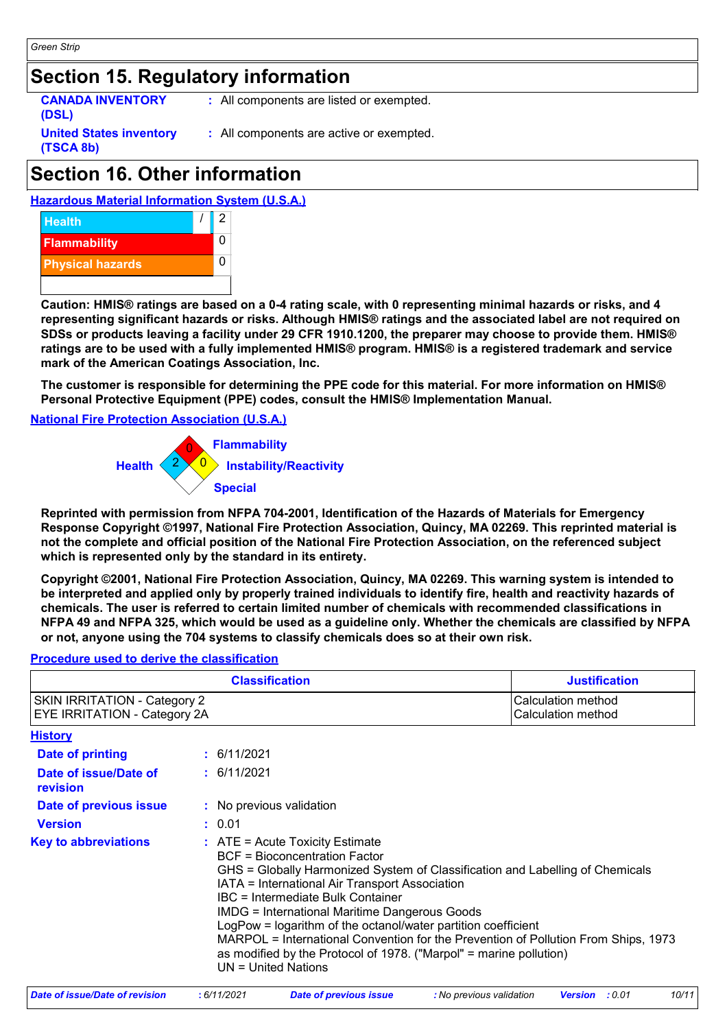## Section 15. Regulatory information

**CANADA INVENTORY (DSL)** : All components are listed or exempted.

**United States inventory (TSCA 8b)** : All components are active or exempted.

## Section 16. Other information

**Hazardous Material Information System (U.S.A.)**

| | | |
|---|---|---|
| Health | / | 2 |
| Flammability | | 0 |
| Physical hazards | | 0 |

**Caution: HMIS® ratings are based on a 0-4 rating scale, with 0 representing minimal hazards or risks, and 4 representing significant hazards or risks. Although HMIS® ratings and the associated label are not required on SDSs or products leaving a facility under 29 CFR 1910.1200, the preparer may choose to provide them. HMIS® ratings are to be used with a fully implemented HMIS® program. HMIS® is a registered trademark and service mark of the American Coatings Association, Inc.**

**The customer is responsible for determining the PPE code for this material. For more information on HMIS® Personal Protective Equipment (PPE) codes, consult the HMIS® Implementation Manual.**

**National Fire Protection Association (U.S.A.)**

Health: 2
Flammability: 0
Instability/Reactivity: 0
Special:

**Reprinted with permission from NFPA 704-2001, Identification of the Hazards of Materials for Emergency Response Copyright ©1997, National Fire Protection Association, Quincy, MA 02269. This reprinted material is not the complete and official position of the National Fire Protection Association, on the referenced subject which is represented only by the standard in its entirety.**

**Copyright ©2001, National Fire Protection Association, Quincy, MA 02269. This warning system is intended to be interpreted and applied only by properly trained individuals to identify fire, health and reactivity hazards of chemicals. The user is referred to certain limited number of chemicals with recommended classifications in NFPA 49 and NFPA 325, which would be used as a guideline only. Whether the chemicals are classified by NFPA or not, anyone using the 704 systems to classify chemicals does so at their own risk.**

**Procedure used to derive the classification**

| Classification | Justification |
|---|---|
| SKIN IRRITATION - Category 2 | Calculation method |
| EYE IRRITATION - Category 2A | Calculation method |

**History**

**Date of printing** : 6/11/2021

**Date of issue/Date of revision** : 6/11/2021

**Date of previous issue** : No previous validation

**Version** : 0.01

**Key to abbreviations** : ATE = Acute Toxicity Estimate
BCF = Bioconcentration Factor
GHS = Globally Harmonized System of Classification and Labelling of Chemicals
IATA = International Air Transport Association
IBC = Intermediate Bulk Container
IMDG = International Maritime Dangerous Goods
LogPow = logarithm of the octanol/water partition coefficient
MARPOL = International Convention for the Prevention of Pollution From Ships, 1973 as modified by the Protocol of 1978. ("Marpol" = marine pollution)
UN = United Nations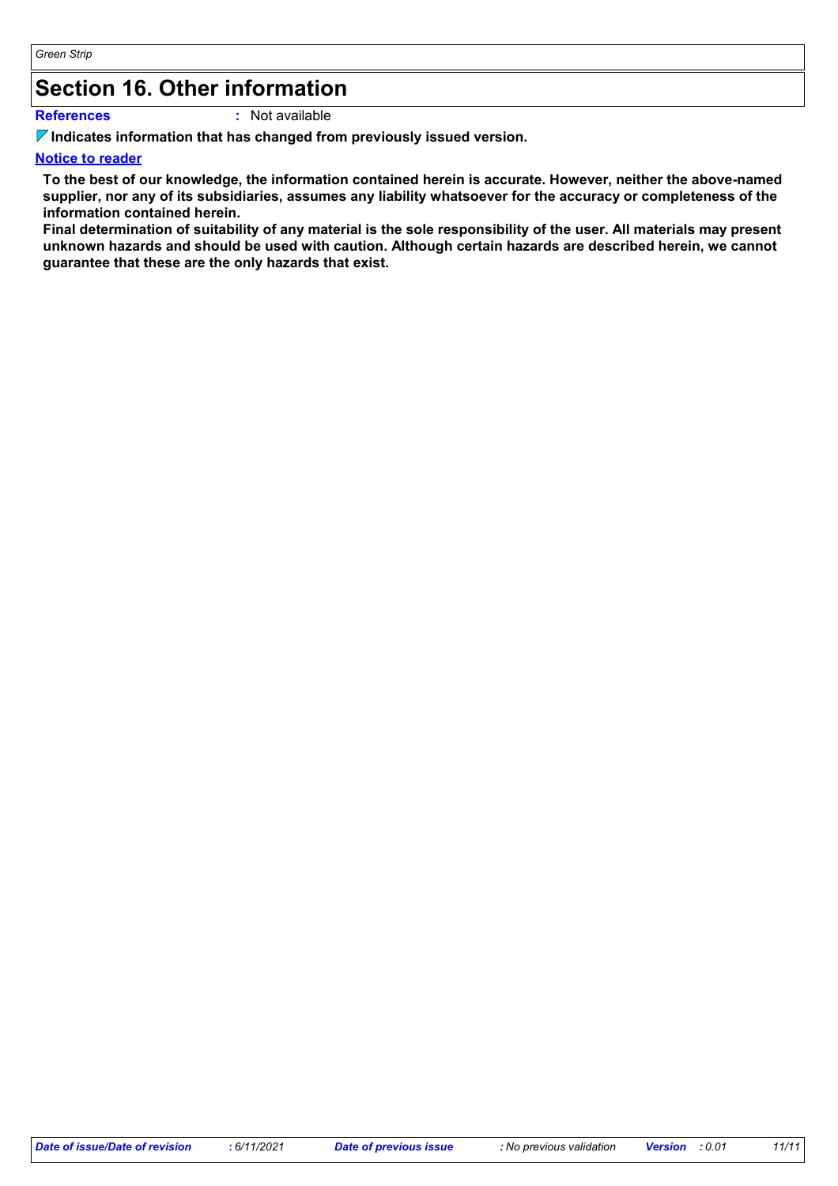## Section 16. Other information

**References** : Not available

**Indicates information that has changed from previously issued version.**

**Notice to reader**

**To the best of our knowledge, the information contained herein is accurate. However, neither the above-named supplier, nor any of its subsidiaries, assumes any liability whatsoever for the accuracy or completeness of the information contained herein.**

**Final determination of suitability of any material is the sole responsibility of the user. All materials may present unknown hazards and should be used with caution. Although certain hazards are described herein, we cannot guarantee that these are the only hazards that exist.**